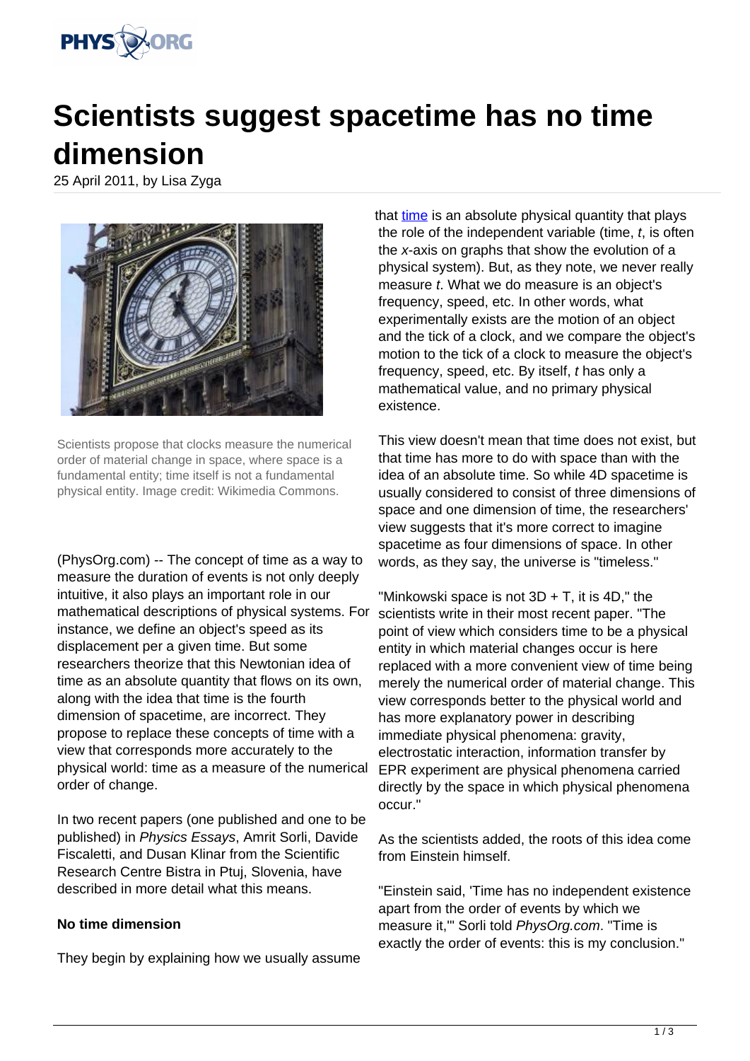# Scientists suggest spacetime has no time dimension

25 April 2011, by Lisa Zyga

Scientists propose that clocks measure the numerical order of material change in space, where space is a fundamental entity; time itself is not a fundamental physical entity. Image credit: Wikimedia Commons.

(PhysOrg.com) -- The concept of time as a way to measure the duration of events is not only deeply intuitive, it also plays an important role in our mathematical descriptions of physical systems. For instance, we define an object's speed as its displacement per a given time. But some researchers theorize that this Newtonian idea of time as an absolute quantity that flows on its own, along with the idea that time is the fourth dimension of spacetime, are incorrect. They propose to replace these concepts of time with a view that corresponds more accurately to the physical world: time as a measure of the numerical order of change.

In two recent papers (one published and one to be published) in *Physics Essays*, Amrit Sorli, Davide Fiscaletti, and Dusan Klinar from the Scientific Research Centre Bistra in Ptuj, Slovenia, have described in more detail what this means.

**No time dimension**

They begin by explaining how we usually assume that time is an absolute physical quantity that plays the role of the independent variable (time, $t$, is often the $x$-axis on graphs that show the evolution of a physical system). But, as they note, we never really measure $t$. What we do measure is an object's frequency, speed, etc. In other words, what experimentally exists are the motion of an object and the tick of a clock, and we compare the object's motion to the tick of a clock to measure the object's frequency, speed, etc. By itself, $t$ has only a mathematical value, and no primary physical existence.

This view doesn't mean that time does not exist, but that time has more to do with space than with the idea of an absolute time. So while 4D spacetime is usually considered to consist of three dimensions of space and one dimension of time, the researchers' view suggests that it's more correct to imagine spacetime as four dimensions of space. In other words, as they say, the universe is "timeless."

"Minkowski space is not 3D + T, it is 4D," the scientists write in their most recent paper. "The point of view which considers time to be a physical entity in which material changes occur is here replaced with a more convenient view of time being merely the numerical order of material change. This view corresponds better to the physical world and has more explanatory power in describing immediate physical phenomena: gravity, electrostatic interaction, information transfer by EPR experiment are physical phenomena carried directly by the space in which physical phenomena occur."

As the scientists added, the roots of this idea come from Einstein himself.

"Einstein said, 'Time has no independent existence apart from the order of events by which we measure it,'" Sorli told *PhysOrg.com*. "Time is exactly the order of events: this is my conclusion."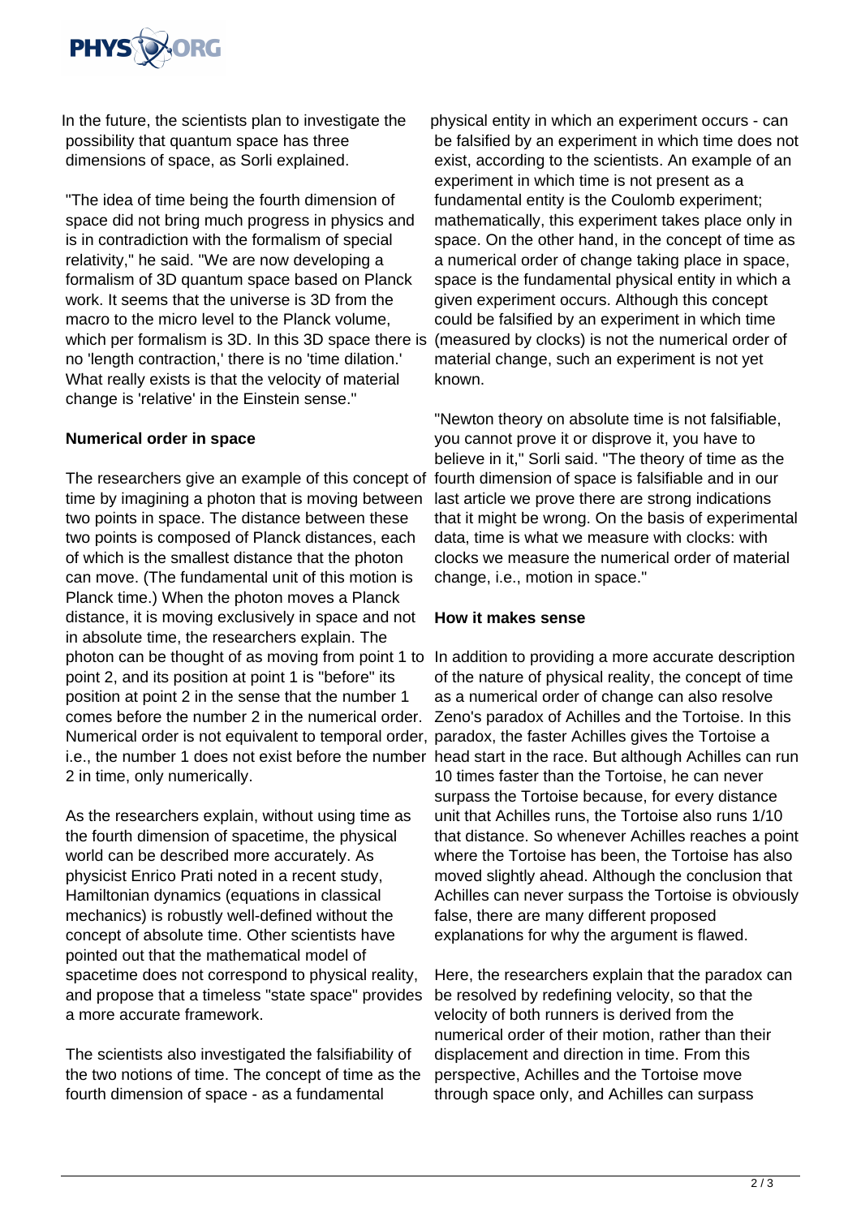In the future, the scientists plan to investigate the possibility that quantum space has three dimensions of space, as Sorli explained.

"The idea of time being the fourth dimension of space did not bring much progress in physics and is in contradiction with the formalism of special relativity," he said. "We are now developing a formalism of 3D quantum space based on Planck work. It seems that the universe is 3D from the macro to the micro level to the Planck volume, which per formalism is 3D. In this 3D space there is no 'length contraction,' there is no 'time dilation.' What really exists is that the velocity of material change is 'relative' in the Einstein sense."

**Numerical order in space**

The researchers give an example of this concept of time by imagining a photon that is moving between two points in space. The distance between these two points is composed of Planck distances, each of which is the smallest distance that the photon can move. (The fundamental unit of this motion is Planck time.) When the photon moves a Planck distance, it is moving exclusively in space and not in absolute time, the researchers explain. The photon can be thought of as moving from point 1 to point 2, and its position at point 1 is "before" its position at point 2 in the sense that the number 1 comes before the number 2 in the numerical order. Numerical order is not equivalent to temporal order, i.e., the number 1 does not exist before the number 2 in time, only numerically.

As the researchers explain, without using time as the fourth dimension of spacetime, the physical world can be described more accurately. As physicist Enrico Prati noted in a recent study, Hamiltonian dynamics (equations in classical mechanics) is robustly well-defined without the concept of absolute time. Other scientists have pointed out that the mathematical model of spacetime does not correspond to physical reality, and propose that a timeless "state space" provides a more accurate framework.

The scientists also investigated the falsifiability of the two notions of time. The concept of time as the fourth dimension of space - as a fundamental physical entity in which an experiment occurs - can be falsified by an experiment in which time does not exist, according to the scientists. An example of an experiment in which time is not present as a fundamental entity is the Coulomb experiment; mathematically, this experiment takes place only in space. On the other hand, in the concept of time as a numerical order of change taking place in space, space is the fundamental physical entity in which a given experiment occurs. Although this concept could be falsified by an experiment in which time (measured by clocks) is not the numerical order of material change, such an experiment is not yet known.

"Newton theory on absolute time is not falsifiable, you cannot prove it or disprove it, you have to believe in it," Sorli said. "The theory of time as the fourth dimension of space is falsifiable and in our last article we prove there are strong indications that it might be wrong. On the basis of experimental data, time is what we measure with clocks: with clocks we measure the numerical order of material change, i.e., motion in space."

**How it makes sense**

In addition to providing a more accurate description of the nature of physical reality, the concept of time as a numerical order of change can also resolve Zeno's paradox of Achilles and the Tortoise. In this paradox, the faster Achilles gives the Tortoise a head start in the race. But although Achilles can run 10 times faster than the Tortoise, he can never surpass the Tortoise because, for every distance unit that Achilles runs, the Tortoise also runs 1/10 that distance. So whenever Achilles reaches a point where the Tortoise has been, the Tortoise has also moved slightly ahead. Although the conclusion that Achilles can never surpass the Tortoise is obviously false, there are many different proposed explanations for why the argument is flawed.

Here, the researchers explain that the paradox can be resolved by redefining velocity, so that the velocity of both runners is derived from the numerical order of their motion, rather than their displacement and direction in time. From this perspective, Achilles and the Tortoise move through space only, and Achilles can surpass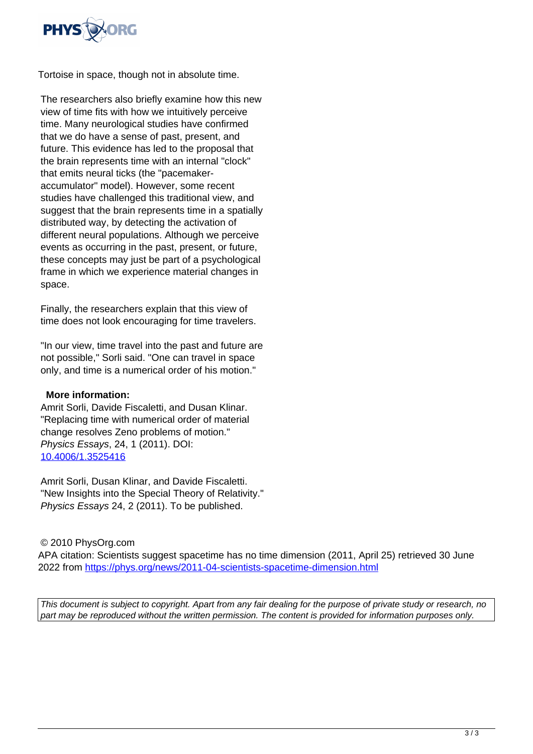Tortoise in space, though not in absolute time.

The researchers also briefly examine how this new view of time fits with how we intuitively perceive time. Many neurological studies have confirmed that we do have a sense of past, present, and future. This evidence has led to the proposal that the brain represents time with an internal "clock" that emits neural ticks (the "pacemaker-accumulator" model). However, some recent studies have challenged this traditional view, and suggest that the brain represents time in a spatially distributed way, by detecting the activation of different neural populations. Although we perceive events as occurring in the past, present, or future, these concepts may just be part of a psychological frame in which we experience material changes in space.

Finally, the researchers explain that this view of time does not look encouraging for time travelers.

"In our view, time travel into the past and future are not possible," Sorli said. "One can travel in space only, and time is a numerical order of his motion."

**More information:**
Amrit Sorli, Davide Fiscaletti, and Dusan Klinar. "Replacing time with numerical order of material change resolves Zeno problems of motion." *Physics Essays*, 24, 1 (2011). DOI: [10.4006/1.3525416](10.4006/1.3525416)

Amrit Sorli, Dusan Klinar, and Davide Fiscaletti. "New Insights into the Special Theory of Relativity." *Physics Essays* 24, 2 (2011). To be published.

© 2010 PhysOrg.com

APA citation: Scientists suggest spacetime has no time dimension (2011, April 25) retrieved 30 June 2022 from <https://phys.org/news/2011-04-scientists-spacetime-dimension.html>

*This document is subject to copyright. Apart from any fair dealing for the purpose of private study or research, no part may be reproduced without the written permission. The content is provided for information purposes only.*